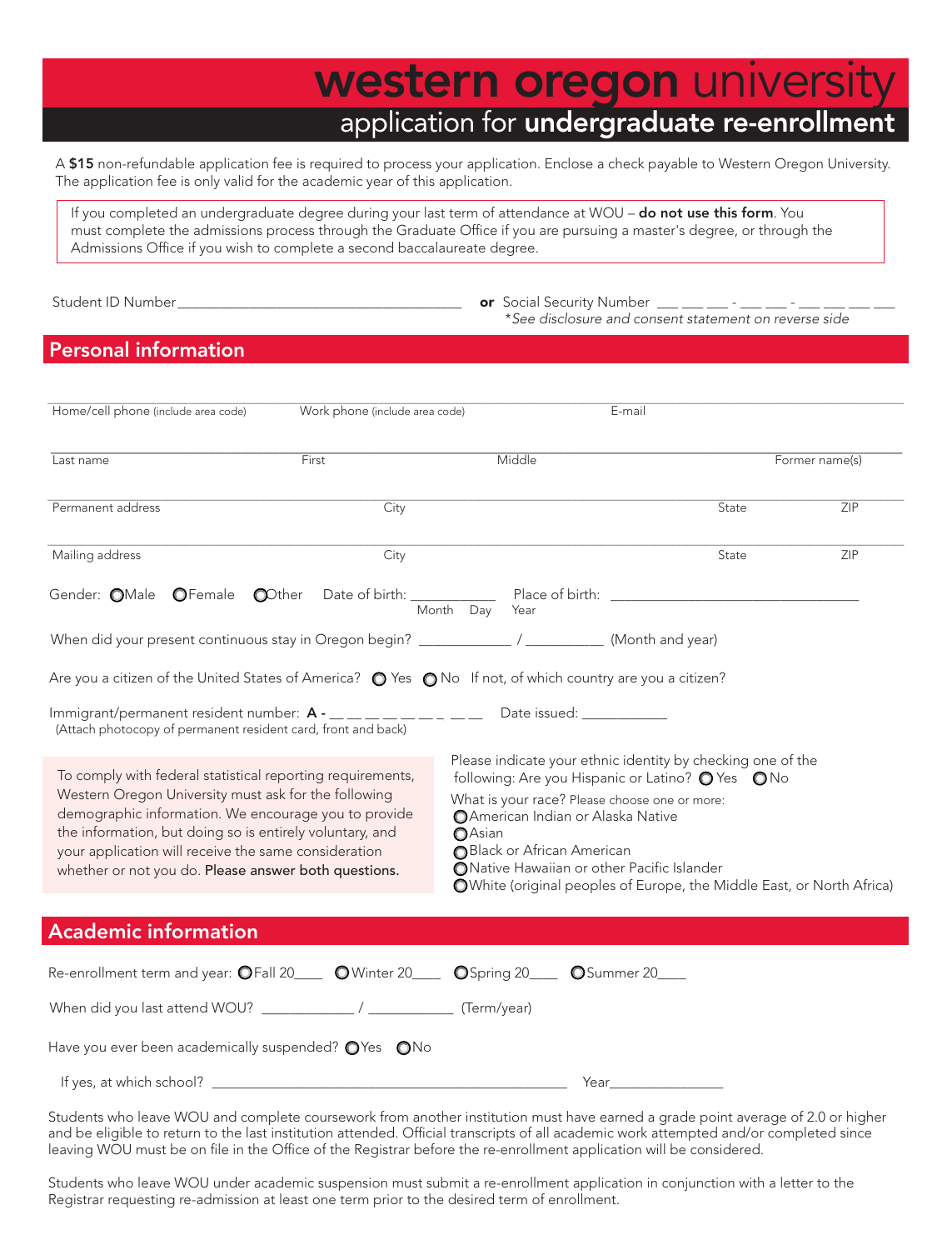# western oregon university

## application for **undergraduate re-enrollment**

A **$15** non-refundable application fee is required to process your application. Enclose a check payable to Western Oregon University. The application fee is only valid for the academic year of this application.

> If you completed an undergraduate degree during your last term of attendance at WOU – **do not use this form**. You must complete the admissions process through the Graduate Office if you are pursuing a master's degree, or through the Admissions Office if you wish to complete a second baccalaureate degree.

Student ID Number ______________________________________ **or** Social Security Number ___ ___ ___ - ___ ___ - ___ ___ ___ ___
*\*See disclosure and consent statement on reverse side*

## Personal information

Home/cell phone (include area code) ______________ Work phone (include area code) ______________ E-mail ______________

Last name ______________ First ______________ Middle ______________ Former name(s) ______________

Permanent address ______________ City ______________ State ______________ ZIP ______________

Mailing address ______________ City ______________ State ______________ ZIP ______________

Gender: ○ Male ○ Female ○ Other   Date of birth: ___________ (Month Day Year)   Place of birth: ________________________________

When did your present continuous stay in Oregon begin? ____________ / __________ (Month and year)

Are you a citizen of the United States of America? ○ Yes ○ No   If not, of which country are you a citizen?

Immigrant/permanent resident number: **A -** __ __ __ __ __ __ __ __ __   Date issued: ___________
(Attach photocopy of permanent resident card, front and back)

> To comply with federal statistical reporting requirements, Western Oregon University must ask for the following demographic information. We encourage you to provide the information, but doing so is entirely voluntary, and your application will receive the same consideration whether or not you do. Please answer both questions.

Please indicate your ethnic identity by checking one of the following: Are you Hispanic or Latino? ○ Yes ○ No

What is your race? Please choose one or more:

- ○ American Indian or Alaska Native
- ○ Asian
- ○ Black or African American
- ○ Native Hawaiian or other Pacific Islander
- ○ White (original peoples of Europe, the Middle East, or North Africa)

## Academic information

Re-enrollment term and year: ○ Fall 20____ ○ Winter 20____ ○ Spring 20____ ○ Summer 20____

When did you last attend WOU? ____________ / ____________ (Term/year)

Have you ever been academically suspended? ○ Yes ○ No

If yes, at which school? ______________________________________________ Year______________

Students who leave WOU and complete coursework from another institution must have earned a grade point average of 2.0 or higher and be eligible to return to the last institution attended. Official transcripts of all academic work attempted and/or completed since leaving WOU must be on file in the Office of the Registrar before the re-enrollment application will be considered.

Students who leave WOU under academic suspension must submit a re-enrollment application in conjunction with a letter to the Registrar requesting re-admission at least one term prior to the desired term of enrollment.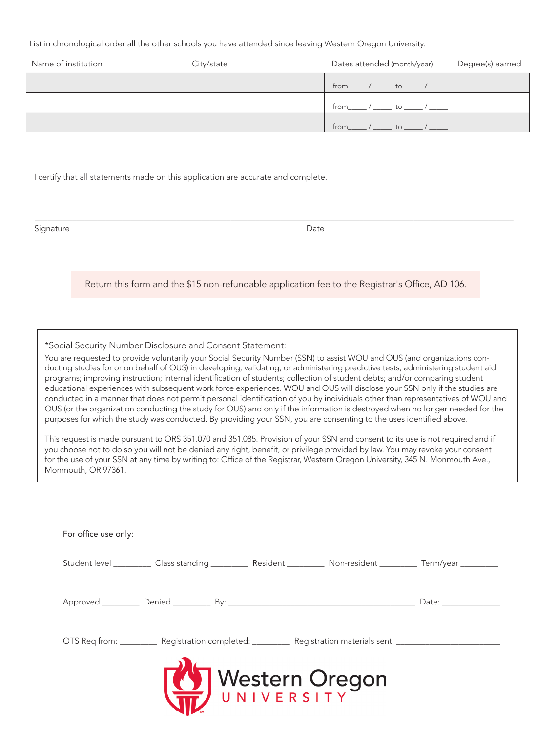List in chronological order all the other schools you have attended since leaving Western Oregon University.

| Name of institution | City/state | Dates attended (month/year) | Degree(s) earned |
|---|---|---|---|
| | | from_____ / _____ to _____ / _____ | |
| | | from_____ / _____ to _____ / _____ | |
| | | from_____ / _____ to _____ / _____ | |

I certify that all statements made on this application are accurate and complete.

_______________________________________________________________________________

Signature Date

Return this form and the $15 non-refundable application fee to the Registrar's Office, AD 106.

*Social Security Number Disclosure and Consent Statement:

You are requested to provide voluntarily your Social Security Number (SSN) to assist WOU and OUS (and organizations conducting studies for or on behalf of OUS) in developing, validating, or administering predictive tests; administering student aid programs; improving instruction; internal identification of students; collection of student debts; and/or comparing student educational experiences with subsequent work force experiences. WOU and OUS will disclose your SSN only if the studies are conducted in a manner that does not permit personal identification of you by individuals other than representatives of WOU and OUS (or the organization conducting the study for OUS) and only if the information is destroyed when no longer needed for the purposes for which the study was conducted. By providing your SSN, you are consenting to the uses identified above.

This request is made pursuant to ORS 351.070 and 351.085. Provision of your SSN and consent to its use is not required and if you choose not to do so you will not be denied any right, benefit, or privilege provided by law. You may revoke your consent for the use of your SSN at any time by writing to: Office of the Registrar, Western Oregon University, 345 N. Monmouth Ave., Monmouth, OR 97361.

For office use only:

Student level _________ Class standing _________ Resident _________ Non-resident _________ Term/year _________

Approved _________ Denied _________ By: _____________________________________________ Date: ______________

OTS Req from: _________ Registration completed: _________ Registration materials sent: ________________________

Western Oregon
UNIVERSITY